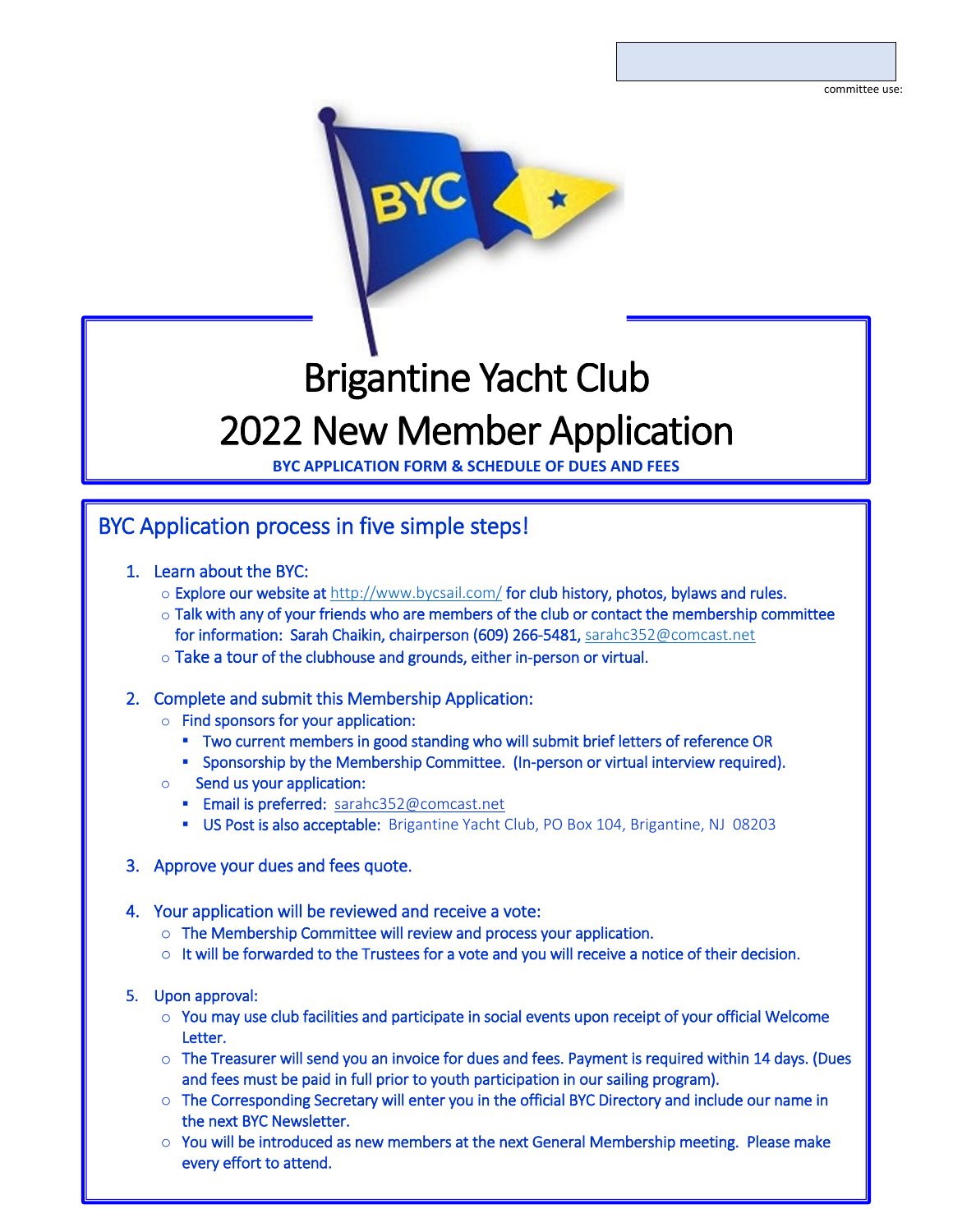committee use:

# Brigantine Yacht Club
# 2022 New Member Application

**BYC APPLICATION FORM & SCHEDULE OF DUES AND FEES**

## BYC Application process in five simple steps!

1. Learn about the BYC:
   - Explore our website at http://www.bycsail.com/ for club history, photos, bylaws and rules.
   - Talk with any of your friends who are members of the club or contact the membership committee for information: Sarah Chaikin, chairperson (609) 266-5481, sarahc352@comcast.net
   - Take a tour of the clubhouse and grounds, either in-person or virtual.

2. Complete and submit this Membership Application:
   - Find sponsors for your application:
     - Two current members in good standing who will submit brief letters of reference OR
     - Sponsorship by the Membership Committee. (In-person or virtual interview required).
   - Send us your application:
     - Email is preferred: sarahc352@comcast.net
     - US Post is also acceptable: Brigantine Yacht Club, PO Box 104, Brigantine, NJ 08203

3. Approve your dues and fees quote.

4. Your application will be reviewed and receive a vote:
   - The Membership Committee will review and process your application.
   - It will be forwarded to the Trustees for a vote and you will receive a notice of their decision.

5. Upon approval:
   - You may use club facilities and participate in social events upon receipt of your official Welcome Letter.
   - The Treasurer will send you an invoice for dues and fees. Payment is required within 14 days. (Dues and fees must be paid in full prior to youth participation in our sailing program).
   - The Corresponding Secretary will enter you in the official BYC Directory and include our name in the next BYC Newsletter.
   - You will be introduced as new members at the next General Membership meeting. Please make every effort to attend.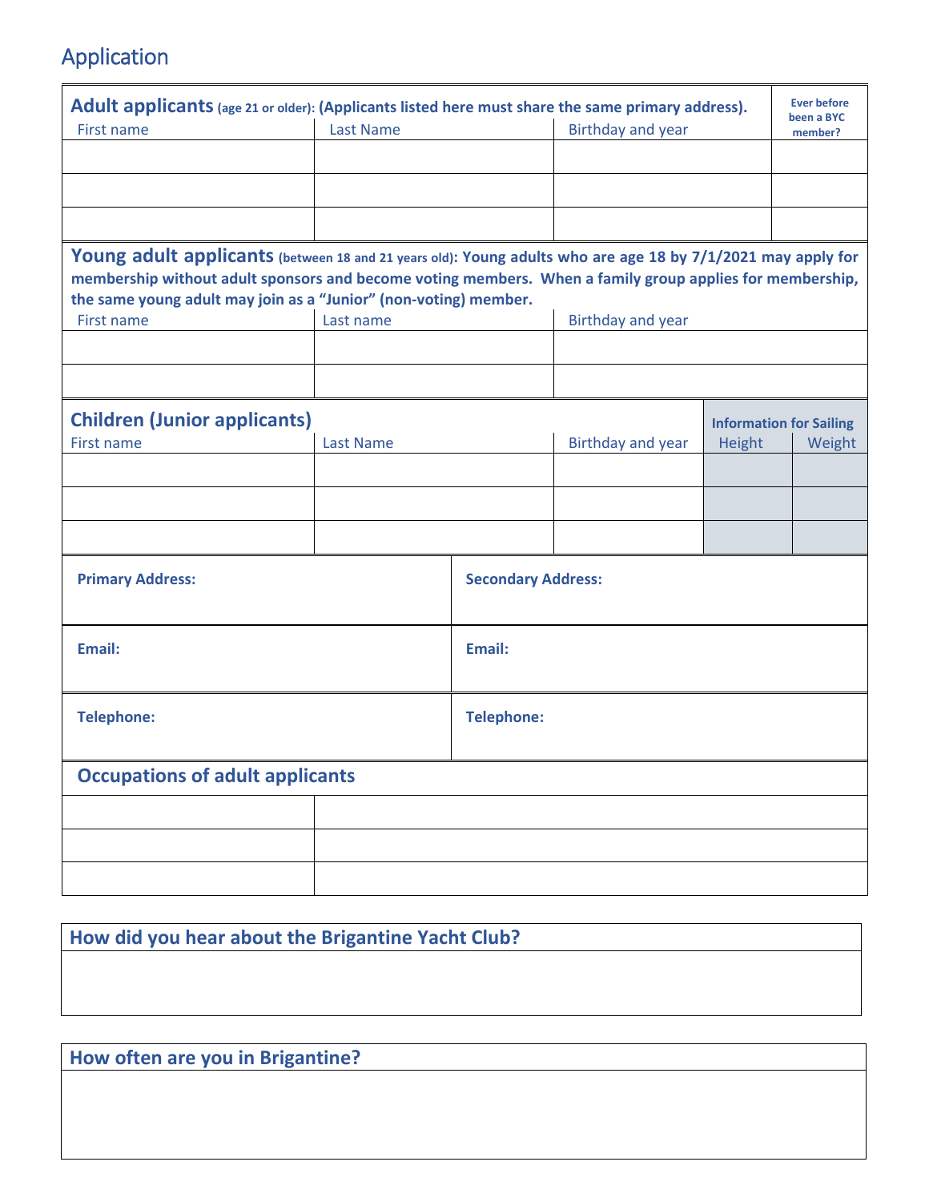## Application

| Adult applicants (age 21 or older): (Applicants listed here must share the same primary address). First name | Last Name | Birthday and year | Ever before been a BYC member? |
|---|---|---|---|
| | | | |
| | | | |
| | | | |

**Young adult applicants** (between 18 and 21 years old): **Young adults who are age 18 by 7/1/2021 may apply for membership without adult sponsors and become voting members. When a family group applies for membership, the same young adult may join as a "Junior" (non-voting) member.**

| First name | Last name | Birthday and year |
|---|---|---|
| | | |
| | | |

**Children (Junior applicants)**

| First name | Last Name | Birthday and year | Information for Sailing: Height | Weight |
|---|---|---|---|---|
| | | | | |
| | | | | |
| | | | | |

| | |
|---|---|
| **Primary Address:** | **Secondary Address:** |
| **Email:** | **Email:** |
| **Telephone:** | **Telephone:** |

**Occupations of adult applicants**

| | |
|---|---|
| | |
| | |
| | |

**How did you hear about the Brigantine Yacht Club?**

**How often are you in Brigantine?**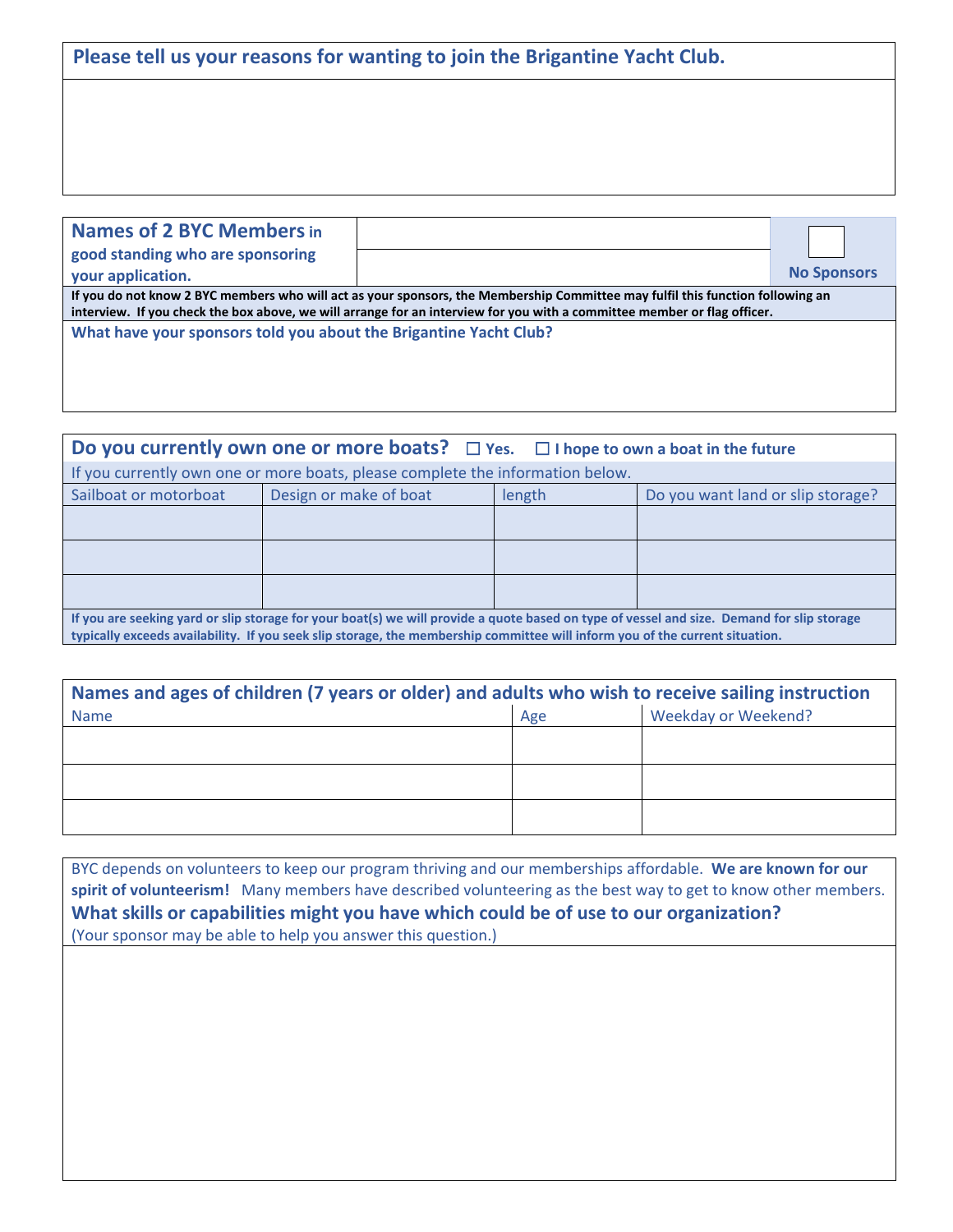**Please tell us your reasons for wanting to join the Brigantine Yacht Club.**

| | | |
|---|---|---|
| **Names of 2 BYC Members in good standing who are sponsoring your application.** | | ☐ **No Sponsors** |

**If you do not know 2 BYC members who will act as your sponsors, the Membership Committee may fulfil this function following an interview. If you check the box above, we will arrange for an interview for you with a committee member or flag officer.**

**What have your sponsors told you about the Brigantine Yacht Club?**

**Do you currently own one or more boats?** ☐ **Yes.** ☐ **I hope to own a boat in the future**

If you currently own one or more boats, please complete the information below.

| Sailboat or motorboat | Design or make of boat | length | Do you want land or slip storage? |
|---|---|---|---|
| | | | |
| | | | |
| | | | |

**If you are seeking yard or slip storage for your boat(s) we will provide a quote based on type of vessel and size. Demand for slip storage typically exceeds availability. If you seek slip storage, the membership committee will inform you of the current situation.**

**Names and ages of children (7 years or older) and adults who wish to receive sailing instruction**

| Name | Age | Weekday or Weekend? |
|---|---|---|
| | | |
| | | |
| | | |

BYC depends on volunteers to keep our program thriving and our memberships affordable. **We are known for our spirit of volunteerism!** Many members have described volunteering as the best way to get to know other members.

**What skills or capabilities might you have which could be of use to our organization?**

(Your sponsor may be able to help you answer this question.)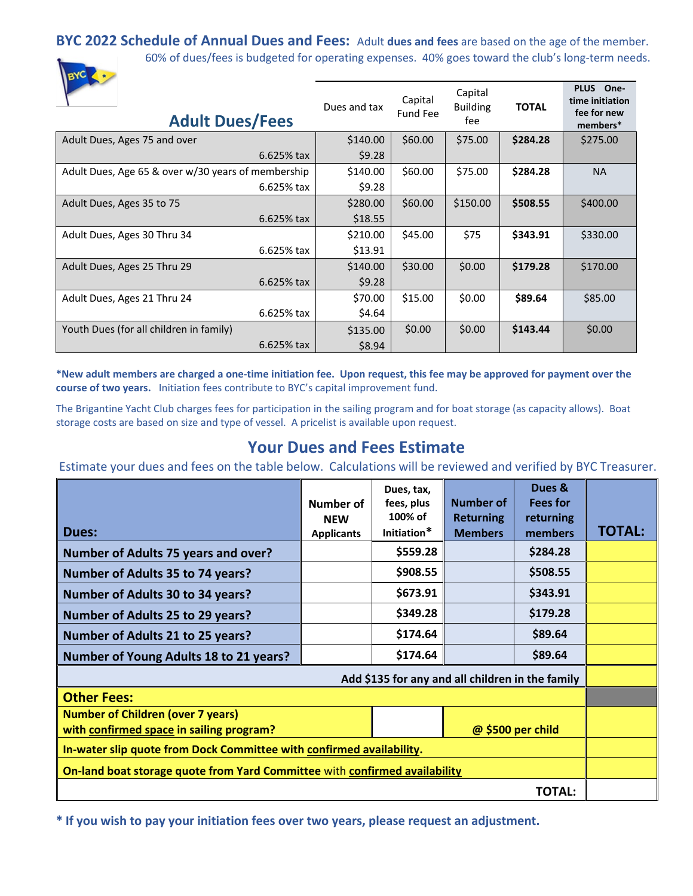## BYC 2022 Schedule of Annual Dues and Fees:

Adult **dues and fees** are based on the age of the member. 60% of dues/fees is budgeted for operating expenses. 40% goes toward the club's long-term needs.

| Adult Dues/Fees | | Dues and tax | Capital Fund Fee | Capital Building fee | TOTAL | PLUS One-time initiation fee for new members* |
|---|---|---|---|---|---|---|
| Adult Dues, Ages 75 and over | 6.625% tax | $140.00<br>$9.28 | $60.00 | $75.00 | **$284.28** | $275.00 |
| Adult Dues, Age 65 & over w/30 years of membership | 6.625% tax | $140.00<br>$9.28 | $60.00 | $75.00 | **$284.28** | NA |
| Adult Dues, Ages 35 to 75 | 6.625% tax | $280.00<br>$18.55 | $60.00 | $150.00 | **$508.55** | $400.00 |
| Adult Dues, Ages 30 Thru 34 | 6.625% tax | $210.00<br>$13.91 | $45.00 | $75 | **$343.91** | $330.00 |
| Adult Dues, Ages 25 Thru 29 | 6.625% tax | $140.00<br>$9.28 | $30.00 | $0.00 | **$179.28** | $170.00 |
| Adult Dues, Ages 21 Thru 24 | 6.625% tax | $70.00<br>$4.64 | $15.00 | $0.00 | **$89.64** | $85.00 |
| Youth Dues (for all children in family) | 6.625% tax | $135.00<br>$8.94 | $0.00 | $0.00 | **$143.44** | $0.00 |

***New adult members are charged a one-time initiation fee. Upon request, this fee may be approved for payment over the course of two years.** Initiation fees contribute to BYC's capital improvement fund.

The Brigantine Yacht Club charges fees for participation in the sailing program and for boat storage (as capacity allows). Boat storage costs are based on size and type of vessel. A pricelist is available upon request.

## Your Dues and Fees Estimate

Estimate your dues and fees on the table below. Calculations will be reviewed and verified by BYC Treasurer.

| Dues: | Number of NEW Applicants | Dues, tax, fees, plus 100% of Initiation* | Number of Returning Members | Dues & Fees for returning members | TOTAL: |
|---|---|---|---|---|---|
| **Number of Adults 75 years and over?** | | **$559.28** | | **$284.28** | |
| **Number of Adults 35 to 74 years?** | | **$908.55** | | **$508.55** | |
| **Number of Adults 30 to 34 years?** | | **$673.91** | | **$343.91** | |
| **Number of Adults 25 to 29 years?** | | **$349.28** | | **$179.28** | |
| **Number of Adults 21 to 25 years?** | | **$174.64** | | **$89.64** | |
| **Number of Young Adults 18 to 21 years?** | | **$174.64** | | **$89.64** | |
| **Add $135 for any and all children in the family** | | | | | |
| **Other Fees:** | | | | | |
| **Number of Children (over 7 years) with confirmed space in sailing program?** | | | **@ $500 per child** | | |
| **In-water slip quote from Dock Committee with confirmed availability.** | | | | | |
| **On-land boat storage quote from Yard Committee with confirmed availability** | | | | | |
| | | | | **TOTAL:** | |

**\* If you wish to pay your initiation fees over two years, please request an adjustment.**